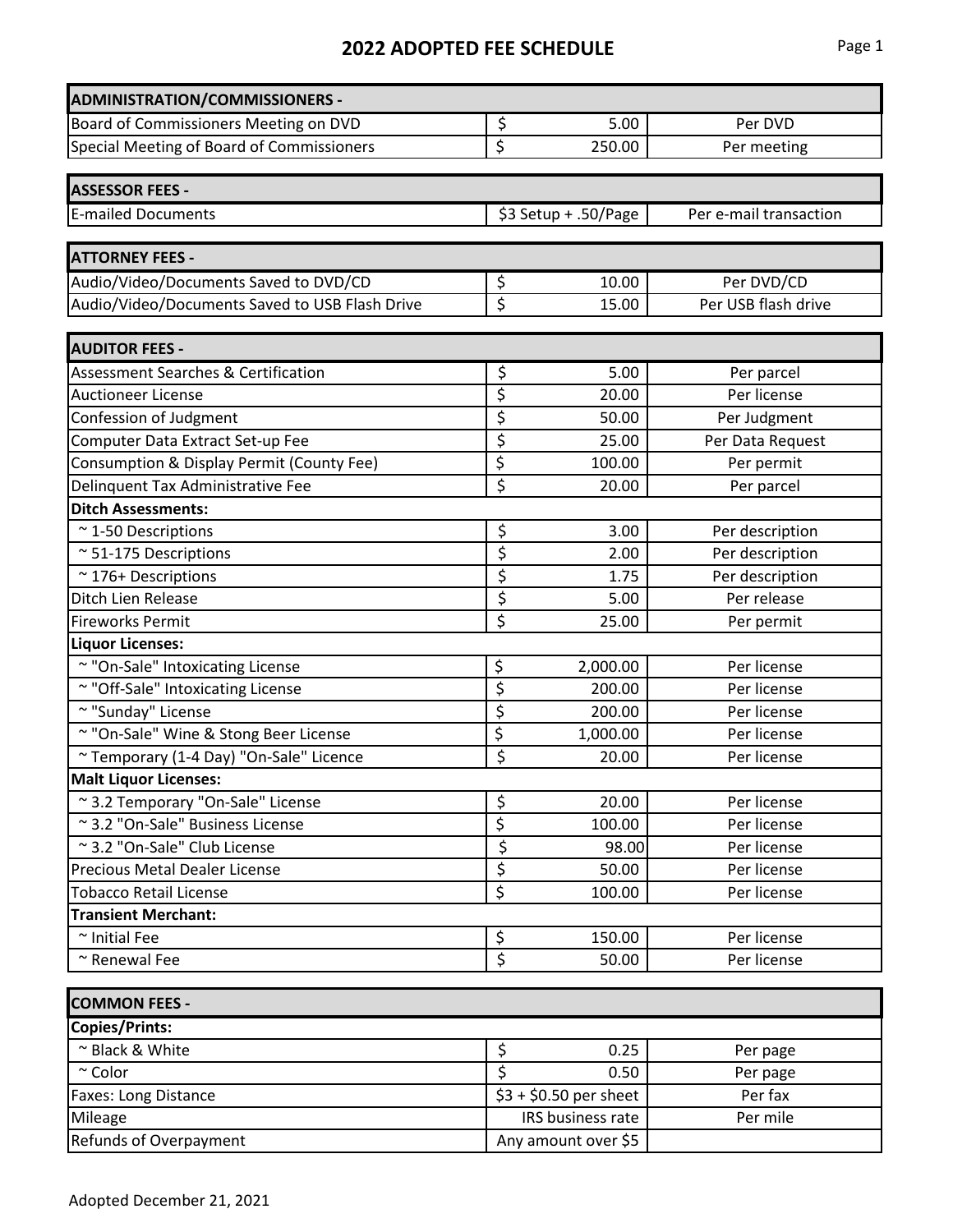# 2022 ADOPTED FEE SCHEDULE

| ADMINISTRATION/COMMISSIONERS - | | |
|---|---|---|
| Board of Commissioners Meeting on DVD | $ 5.00 | Per DVD |
| Special Meeting of Board of Commissioners | $ 250.00 | Per meeting |

| ASSESSOR FEES - | | |
|---|---|---|
| E-mailed Documents | $3 Setup + .50/Page | Per e-mail transaction |

| ATTORNEY FEES - | | |
|---|---|---|
| Audio/Video/Documents Saved to DVD/CD | $ 10.00 | Per DVD/CD |
| Audio/Video/Documents Saved to USB Flash Drive | $ 15.00 | Per USB flash drive |

| AUDITOR FEES - | | |
|---|---|---|
| Assessment Searches & Certification | $ 5.00 | Per parcel |
| Auctioneer License | $ 20.00 | Per license |
| Confession of Judgment | $ 50.00 | Per Judgment |
| Computer Data Extract Set-up Fee | $ 25.00 | Per Data Request |
| Consumption & Display Permit (County Fee) | $ 100.00 | Per permit |
| Delinquent Tax Administrative Fee | $ 20.00 | Per parcel |
| **Ditch Assessments:** | | |
| ~ 1-50 Descriptions | $ 3.00 | Per description |
| ~ 51-175 Descriptions | $ 2.00 | Per description |
| ~ 176+ Descriptions | $ 1.75 | Per description |
| Ditch Lien Release | $ 5.00 | Per release |
| Fireworks Permit | $ 25.00 | Per permit |
| **Liquor Licenses:** | | |
| ~ "On-Sale" Intoxicating License | $ 2,000.00 | Per license |
| ~ "Off-Sale" Intoxicating License | $ 200.00 | Per license |
| ~ "Sunday" License | $ 200.00 | Per license |
| ~ "On-Sale" Wine & Stong Beer License | $ 1,000.00 | Per license |
| ~ Temporary (1-4 Day) "On-Sale" Licence | $ 20.00 | Per license |
| **Malt Liquor Licenses:** | | |
| ~ 3.2 Temporary "On-Sale" License | $ 20.00 | Per license |
| ~ 3.2 "On-Sale" Business License | $ 100.00 | Per license |
| ~ 3.2 "On-Sale" Club License | $ 98.00 | Per license |
| Precious Metal Dealer License | $ 50.00 | Per license |
| Tobacco Retail License | $ 100.00 | Per license |
| **Transient Merchant:** | | |
| ~ Initial Fee | $ 150.00 | Per license |
| ~ Renewal Fee | $ 50.00 | Per license |

| COMMON FEES - | | |
|---|---|---|
| **Copies/Prints:** | | |
| ~ Black & White | $ 0.25 | Per page |
| ~ Color | $ 0.50 | Per page |
| Faxes: Long Distance | $3 + $0.50 per sheet | Per fax |
| Mileage | IRS business rate | Per mile |
| Refunds of Overpayment | Any amount over $5 | |

Adopted December 21, 2021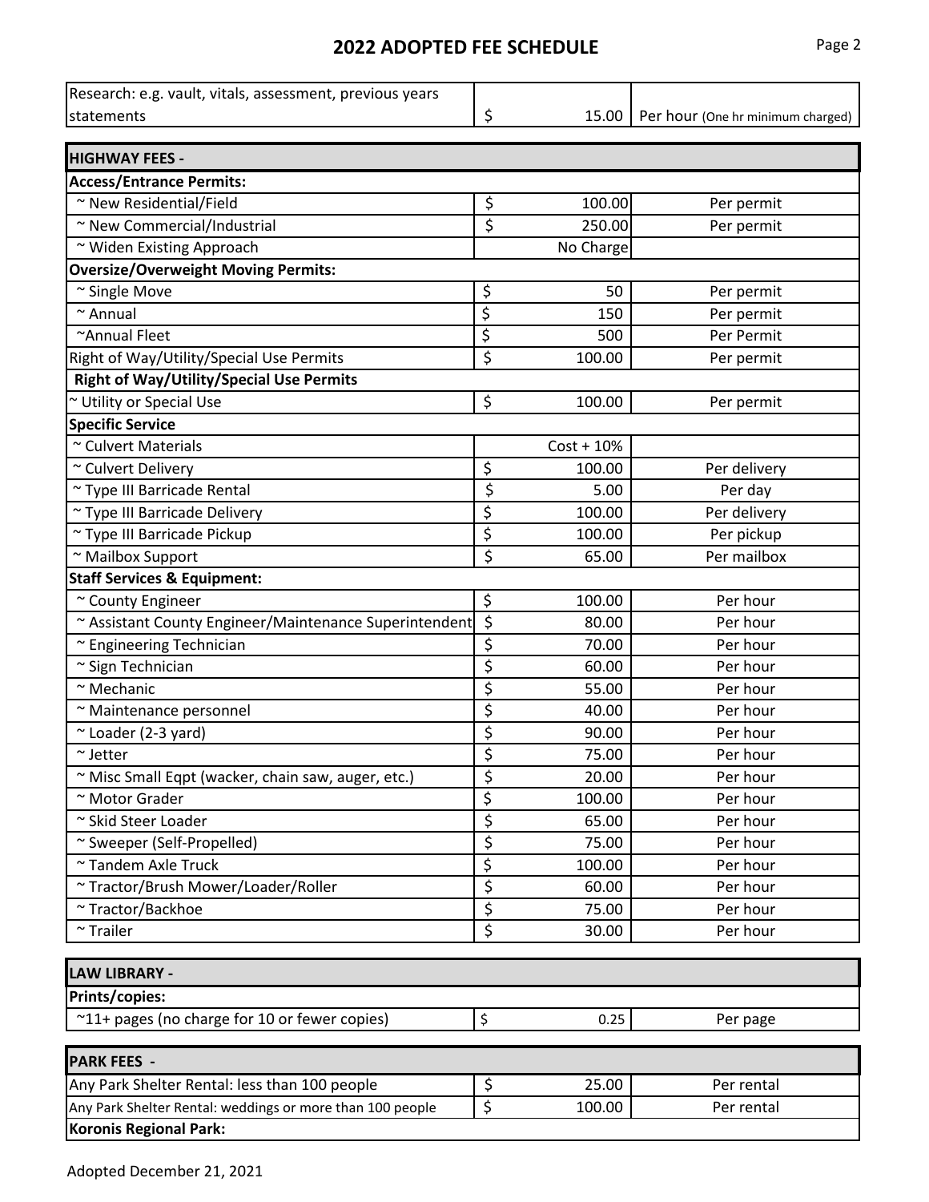## 2022 ADOPTED FEE SCHEDULE

| Item | Fee | Unit |
|---|---|---|
| Research: e.g. vault, vitals, assessment, previous years statements | $ 15.00 | Per hour (One hr minimum charged) |

| HIGHWAY FEES - | | |
|---|---|---|
| **Access/Entrance Permits:** | | |
| ~ New Residential/Field | $ 100.00 | Per permit |
| ~ New Commercial/Industrial | $ 250.00 | Per permit |
| ~ Widen Existing Approach | No Charge | |
| **Oversize/Overweight Moving Permits:** | | |
| ~ Single Move | $ 50 | Per permit |
| ~ Annual | $ 150 | Per permit |
| ~Annual Fleet | $ 500 | Per Permit |
| Right of Way/Utility/Special Use Permits | $ 100.00 | Per permit |
| **Right of Way/Utility/Special Use Permits** | | |
| ~ Utility or Special Use | $ 100.00 | Per permit |
| **Specific Service** | | |
| ~ Culvert Materials | Cost + 10% | |
| ~ Culvert Delivery | $ 100.00 | Per delivery |
| ~ Type III Barricade Rental | $ 5.00 | Per day |
| ~ Type III Barricade Delivery | $ 100.00 | Per delivery |
| ~ Type III Barricade Pickup | $ 100.00 | Per pickup |
| ~ Mailbox Support | $ 65.00 | Per mailbox |
| **Staff Services & Equipment:** | | |
| ~ County Engineer | $ 100.00 | Per hour |
| ~ Assistant County Engineer/Maintenance Superintendent | $ 80.00 | Per hour |
| ~ Engineering Technician | $ 70.00 | Per hour |
| ~ Sign Technician | $ 60.00 | Per hour |
| ~ Mechanic | $ 55.00 | Per hour |
| ~ Maintenance personnel | $ 40.00 | Per hour |
| ~ Loader (2-3 yard) | $ 90.00 | Per hour |
| ~ Jetter | $ 75.00 | Per hour |
| ~ Misc Small Eqpt (wacker, chain saw, auger, etc.) | $ 20.00 | Per hour |
| ~ Motor Grader | $ 100.00 | Per hour |
| ~ Skid Steer Loader | $ 65.00 | Per hour |
| ~ Sweeper (Self-Propelled) | $ 75.00 | Per hour |
| ~ Tandem Axle Truck | $ 100.00 | Per hour |
| ~ Tractor/Brush Mower/Loader/Roller | $ 60.00 | Per hour |
| ~ Tractor/Backhoe | $ 75.00 | Per hour |
| ~ Trailer | $ 30.00 | Per hour |

| LAW LIBRARY - | | |
|---|---|---|
| **Prints/copies:** | | |
| ~11+ pages (no charge for 10 or fewer copies) | $ 0.25 | Per page |

| PARK FEES - | | |
|---|---|---|
| Any Park Shelter Rental: less than 100 people | $ 25.00 | Per rental |
| Any Park Shelter Rental: weddings or more than 100 people | $ 100.00 | Per rental |
| **Koronis Regional Park:** | | |

Adopted December 21, 2021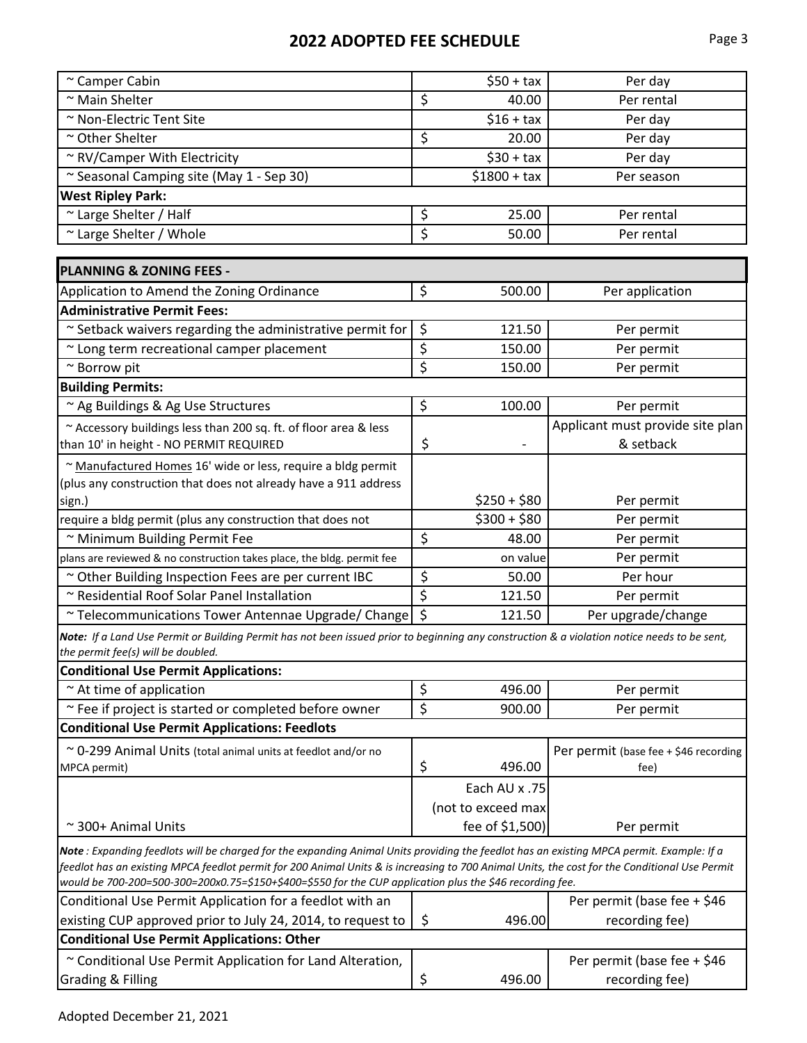# 2022 ADOPTED FEE SCHEDULE

| | | |
|---|---|---|
| ~ Camper Cabin | $50 + tax | Per day |
| ~ Main Shelter | $ 40.00 | Per rental |
| ~ Non-Electric Tent Site | $16 + tax | Per day |
| ~ Other Shelter | $ 20.00 | Per day |
| ~ RV/Camper With Electricity | $30 + tax | Per day |
| ~ Seasonal Camping site (May 1 - Sep 30) | $1800 + tax | Per season |
| **West Ripley Park:** | | |
| ~ Large Shelter / Half | $ 25.00 | Per rental |
| ~ Large Shelter / Whole | $ 50.00 | Per rental |

| **PLANNING & ZONING FEES -** | | |
|---|---|---|
| Application to Amend the Zoning Ordinance | $ 500.00 | Per application |
| **Administrative Permit Fees:** | | |
| ~ Setback waivers regarding the administrative permit for | $ 121.50 | Per permit |
| ~ Long term recreational camper placement | $ 150.00 | Per permit |
| ~ Borrow pit | $ 150.00 | Per permit |
| **Building Permits:** | | |
| ~ Ag Buildings & Ag Use Structures | $ 100.00 | Per permit |
| ~ Accessory buildings less than 200 sq. ft. of floor area & less than 10' in height - NO PERMIT REQUIRED | $ - | Applicant must provide site plan & setback |
| ~ Manufactured Homes 16' wide or less, require a bldg permit (plus any construction that does not already have a 911 address sign.) | $250 + $80 | Per permit |
| require a bldg permit (plus any construction that does not | $300 + $80 | Per permit |
| ~ Minimum Building Permit Fee | $ 48.00 | Per permit |
| plans are reviewed & no construction takes place, the bldg. permit fee | on value | Per permit |
| ~ Other Building Inspection Fees are per current IBC | $ 50.00 | Per hour |
| ~ Residential Roof Solar Panel Installation | $ 121.50 | Per permit |
| ~ Telecommunications Tower Antennae Upgrade/ Change | $ 121.50 | Per upgrade/change |
| ***Note:** If a Land Use Permit or Building Permit has not been issued prior to beginning any construction & a violation notice needs to be sent, the permit fee(s) will be doubled.* | | |
| **Conditional Use Permit Applications:** | | |
| ~ At time of application | $ 496.00 | Per permit |
| ~ Fee if project is started or completed before owner | $ 900.00 | Per permit |
| **Conditional Use Permit Applications: Feedlots** | | |
| ~ 0-299 Animal Units (total animal units at feedlot and/or no MPCA permit) | $ 496.00 | Per permit (base fee + $46 recording fee) |
| ~ 300+ Animal Units | Each AU x .75 (not to exceed max fee of $1,500) | Per permit |
| ***Note**: Expanding feedlots will be charged for the expanding Animal Units providing the feedlot has an existing MPCA permit. Example: If a feedlot has an existing MPCA feedlot permit for 200 Animal Units & is increasing to 700 Animal Units, the cost for the Conditional Use Permit would be 700-200=500-300=200x0.75=$150+$400=$550 for the CUP application plus the $46 recording fee.* | | |
| Conditional Use Permit Application for a feedlot with an existing CUP approved prior to July 24, 2014, to request to | $ 496.00 | Per permit (base fee + $46 recording fee) |
| **Conditional Use Permit Applications: Other** | | |
| ~ Conditional Use Permit Application for Land Alteration, Grading & Filling | $ 496.00 | Per permit (base fee + $46 recording fee) |

Adopted December 21, 2021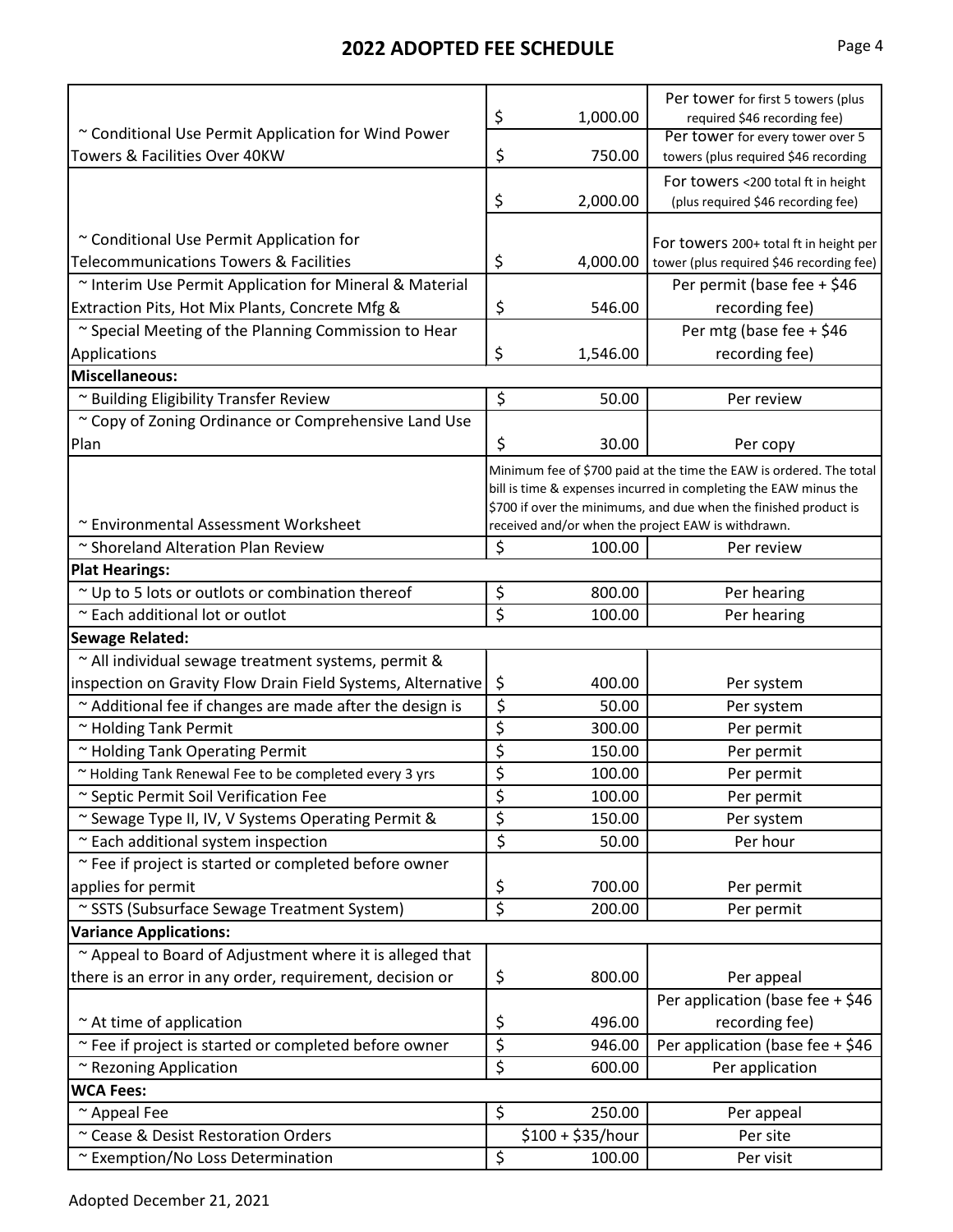## 2022 ADOPTED FEE SCHEDULE

| | | |
|---|---|---|
| ~ Conditional Use Permit Application for Wind Power Towers & Facilities Over 40KW | $ 1,000.00 | Per tower for first 5 towers (plus required $46 recording fee) |
| | $ 750.00 | Per tower for every tower over 5 towers (plus required $46 recording |
| ~ Conditional Use Permit Application for Telecommunications Towers & Facilities | $ 2,000.00 | For towers <200 total ft in height (plus required $46 recording fee) |
| | $ 4,000.00 | For towers 200+ total ft in height per tower (plus required $46 recording fee) |
| ~ Interim Use Permit Application for Mineral & Material Extraction Pits, Hot Mix Plants, Concrete Mfg & | $ 546.00 | Per permit (base fee + $46 recording fee) |
| ~ Special Meeting of the Planning Commission to Hear Applications | $ 1,546.00 | Per mtg (base fee + $46 recording fee) |
| **Miscellaneous:** | | |
| ~ Building Eligibility Transfer Review | $ 50.00 | Per review |
| ~ Copy of Zoning Ordinance or Comprehensive Land Use Plan | $ 30.00 | Per copy |
| ~ Environmental Assessment Worksheet | Minimum fee of $700 paid at the time the EAW is ordered. The total bill is time & expenses incurred in completing the EAW minus the $700 if over the minimums, and due when the finished product is received and/or when the project EAW is withdrawn. | |
| ~ Shoreland Alteration Plan Review | $ 100.00 | Per review |
| **Plat Hearings:** | | |
| ~ Up to 5 lots or outlots or combination thereof | $ 800.00 | Per hearing |
| ~ Each additional lot or outlot | $ 100.00 | Per hearing |
| **Sewage Related:** | | |
| ~ All individual sewage treatment systems, permit & inspection on Gravity Flow Drain Field Systems, Alternative | $ 400.00 | Per system |
| ~ Additional fee if changes are made after the design is | $ 50.00 | Per system |
| ~ Holding Tank Permit | $ 300.00 | Per permit |
| ~ Holding Tank Operating Permit | $ 150.00 | Per permit |
| ~ Holding Tank Renewal Fee to be completed every 3 yrs | $ 100.00 | Per permit |
| ~ Septic Permit Soil Verification Fee | $ 100.00 | Per permit |
| ~ Sewage Type II, IV, V Systems Operating Permit & | $ 150.00 | Per system |
| ~ Each additional system inspection | $ 50.00 | Per hour |
| ~ Fee if project is started or completed before owner applies for permit | $ 700.00 | Per permit |
| ~ SSTS (Subsurface Sewage Treatment System) | $ 200.00 | Per permit |
| **Variance Applications:** | | |
| ~ Appeal to Board of Adjustment where it is alleged that there is an error in any order, requirement, decision or | $ 800.00 | Per appeal |
| ~ At time of application | $ 496.00 | Per application (base fee + $46 recording fee) |
| ~ Fee if project is started or completed before owner | $ 946.00 | Per application (base fee + $46 |
| ~ Rezoning Application | $ 600.00 | Per application |
| **WCA Fees:** | | |
| ~ Appeal Fee | $ 250.00 | Per appeal |
| ~ Cease & Desist Restoration Orders | $100 + $35/hour | Per site |
| ~ Exemption/No Loss Determination | $ 100.00 | Per visit |

Adopted December 21, 2021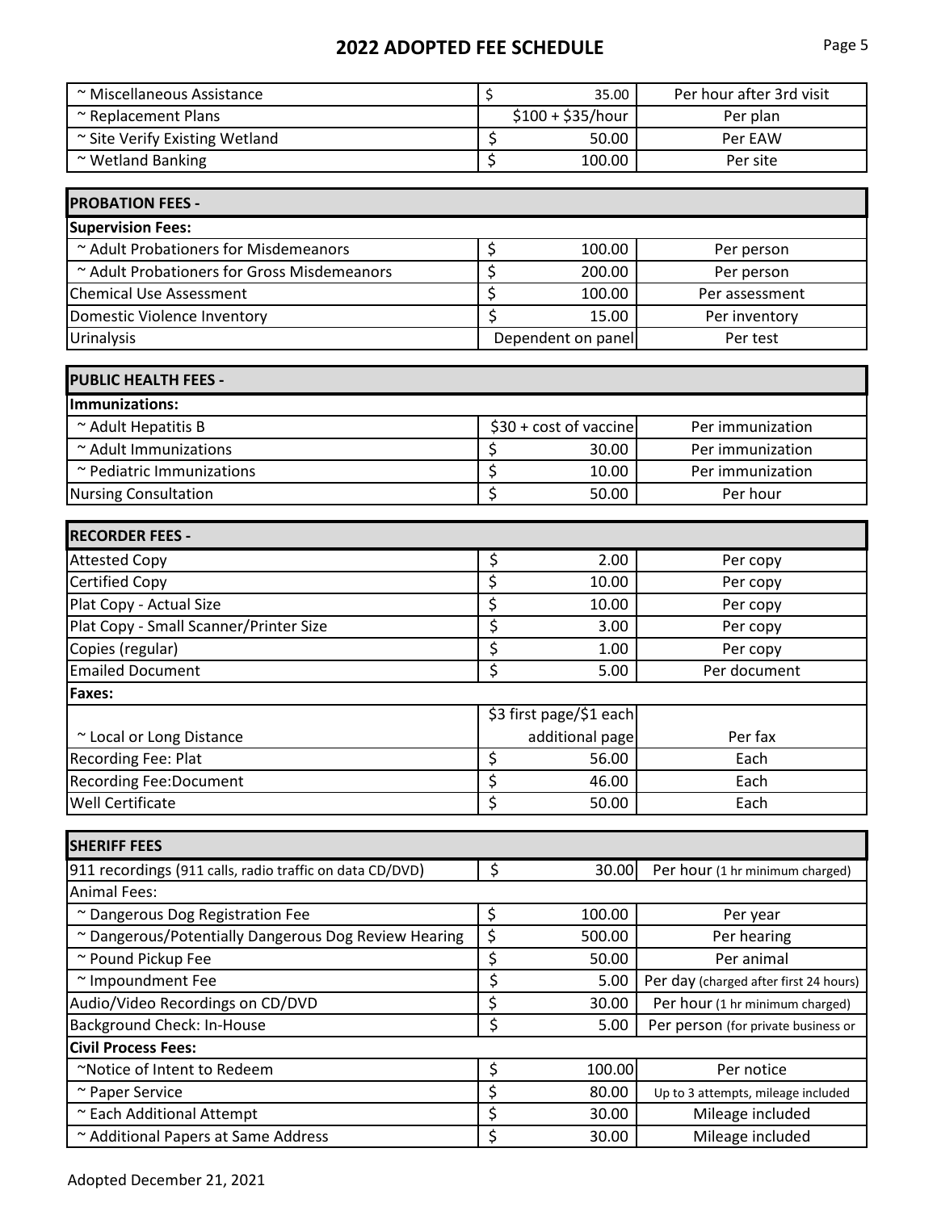# 2022 ADOPTED FEE SCHEDULE

| | | |
|---|---|---|
| ~ Miscellaneous Assistance | $ 35.00 | Per hour after 3rd visit |
| ~ Replacement Plans | $100 + $35/hour | Per plan |
| ~ Site Verify Existing Wetland | $ 50.00 | Per EAW |
| ~ Wetland Banking | $ 100.00 | Per site |

| **PROBATION FEES -** | | |
|---|---|---|
| **Supervision Fees:** | | |
| ~ Adult Probationers for Misdemeanors | $ 100.00 | Per person |
| ~ Adult Probationers for Gross Misdemeanors | $ 200.00 | Per person |
| Chemical Use Assessment | $ 100.00 | Per assessment |
| Domestic Violence Inventory | $ 15.00 | Per inventory |
| Urinalysis | Dependent on panel | Per test |

| **PUBLIC HEALTH FEES -** | | |
|---|---|---|
| **Immunizations:** | | |
| ~ Adult Hepatitis B | $30 + cost of vaccine | Per immunization |
| ~ Adult Immunizations | $ 30.00 | Per immunization |
| ~ Pediatric Immunizations | $ 10.00 | Per immunization |
| Nursing Consultation | $ 50.00 | Per hour |

| **RECORDER FEES -** | | |
|---|---|---|
| Attested Copy | $ 2.00 | Per copy |
| Certified Copy | $ 10.00 | Per copy |
| Plat Copy - Actual Size | $ 10.00 | Per copy |
| Plat Copy - Small Scanner/Printer Size | $ 3.00 | Per copy |
| Copies (regular) | $ 1.00 | Per copy |
| Emailed Document | $ 5.00 | Per document |
| **Faxes:** | | |
| ~ Local or Long Distance | $3 first page/$1 each additional page | Per fax |
| Recording Fee: Plat | $ 56.00 | Each |
| Recording Fee:Document | $ 46.00 | Each |
| Well Certificate | $ 50.00 | Each |

| **SHERIFF FEES** | | |
|---|---|---|
| 911 recordings (911 calls, radio traffic on data CD/DVD) | $ 30.00 | Per hour (1 hr minimum charged) |
| Animal Fees: | | |
| ~ Dangerous Dog Registration Fee | $ 100.00 | Per year |
| ~ Dangerous/Potentially Dangerous Dog Review Hearing | $ 500.00 | Per hearing |
| ~ Pound Pickup Fee | $ 50.00 | Per animal |
| ~ Impoundment Fee | $ 5.00 | Per day (charged after first 24 hours) |
| Audio/Video Recordings on CD/DVD | $ 30.00 | Per hour (1 hr minimum charged) |
| Background Check: In-House | $ 5.00 | Per person (for private business or |
| **Civil Process Fees:** | | |
| ~Notice of Intent to Redeem | $ 100.00 | Per notice |
| ~ Paper Service | $ 80.00 | Up to 3 attempts, mileage included |
| ~ Each Additional Attempt | $ 30.00 | Mileage included |
| ~ Additional Papers at Same Address | $ 30.00 | Mileage included |

Adopted December 21, 2021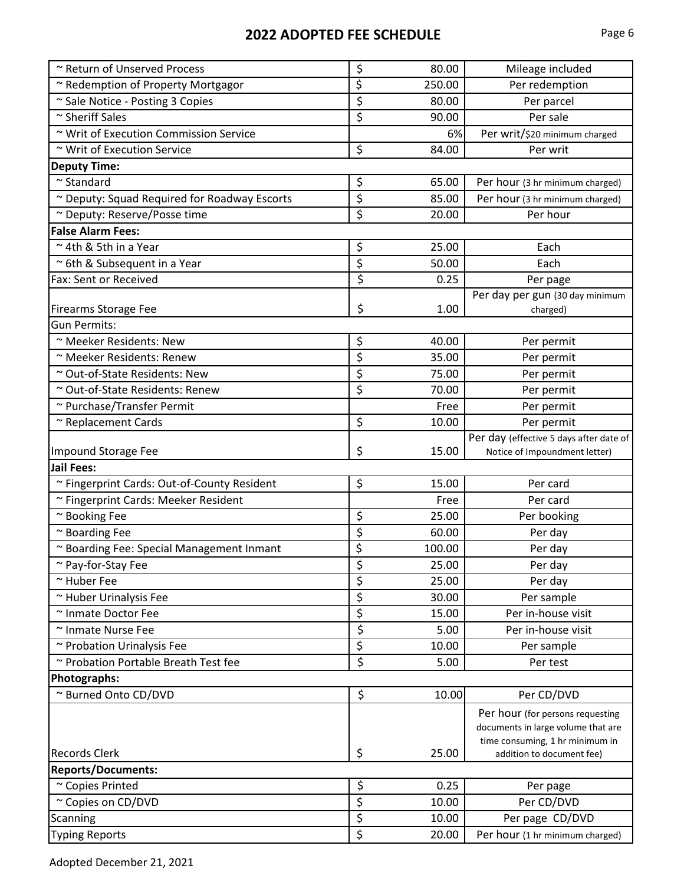## 2022 ADOPTED FEE SCHEDULE

| Item | Fee | Unit |
|---|---|---|
| ~ Return of Unserved Process | $ 80.00 | Mileage included |
| ~ Redemption of Property Mortgagor | $ 250.00 | Per redemption |
| ~ Sale Notice - Posting 3 Copies | $ 80.00 | Per parcel |
| ~ Sheriff Sales | $ 90.00 | Per sale |
| ~ Writ of Execution Commission Service | 6% | Per writ/$20 minimum charged |
| ~ Writ of Execution Service | $ 84.00 | Per writ |
| **Deputy Time:** | | |
| ~ Standard | $ 65.00 | Per hour (3 hr minimum charged) |
| ~ Deputy: Squad Required for Roadway Escorts | $ 85.00 | Per hour (3 hr minimum charged) |
| ~ Deputy: Reserve/Posse time | $ 20.00 | Per hour |
| **False Alarm Fees:** | | |
| ~ 4th & 5th in a Year | $ 25.00 | Each |
| ~ 6th & Subsequent in a Year | $ 50.00 | Each |
| Fax: Sent or Received | $ 0.25 | Per page |
| Firearms Storage Fee | $ 1.00 | Per day per gun (30 day minimum charged) |
| Gun Permits: | | |
| ~ Meeker Residents: New | $ 40.00 | Per permit |
| ~ Meeker Residents: Renew | $ 35.00 | Per permit |
| ~ Out-of-State Residents: New | $ 75.00 | Per permit |
| ~ Out-of-State Residents: Renew | $ 70.00 | Per permit |
| ~ Purchase/Transfer Permit | Free | Per permit |
| ~ Replacement Cards | $ 10.00 | Per permit |
| Impound Storage Fee | $ 15.00 | Per day (effective 5 days after date of Notice of Impoundment letter) |
| **Jail Fees:** | | |
| ~ Fingerprint Cards: Out-of-County Resident | $ 15.00 | Per card |
| ~ Fingerprint Cards: Meeker Resident | Free | Per card |
| ~ Booking Fee | $ 25.00 | Per booking |
| ~ Boarding Fee | $ 60.00 | Per day |
| ~ Boarding Fee: Special Management Inmant | $ 100.00 | Per day |
| ~ Pay-for-Stay Fee | $ 25.00 | Per day |
| ~ Huber Fee | $ 25.00 | Per day |
| ~ Huber Urinalysis Fee | $ 30.00 | Per sample |
| ~ Inmate Doctor Fee | $ 15.00 | Per in-house visit |
| ~ Inmate Nurse Fee | $ 5.00 | Per in-house visit |
| ~ Probation Urinalysis Fee | $ 10.00 | Per sample |
| ~ Probation Portable Breath Test fee | $ 5.00 | Per test |
| **Photographs:** | | |
| ~ Burned Onto CD/DVD | $ 10.00 | Per CD/DVD |
| Records Clerk | $ 25.00 | Per hour (for persons requesting documents in large volume that are time consuming, 1 hr minimum in addition to document fee) |
| **Reports/Documents:** | | |
| ~ Copies Printed | $ 0.25 | Per page |
| ~ Copies on CD/DVD | $ 10.00 | Per CD/DVD |
| Scanning | $ 10.00 | Per page CD/DVD |
| Typing Reports | $ 20.00 | Per hour (1 hr minimum charged) |

Adopted December 21, 2021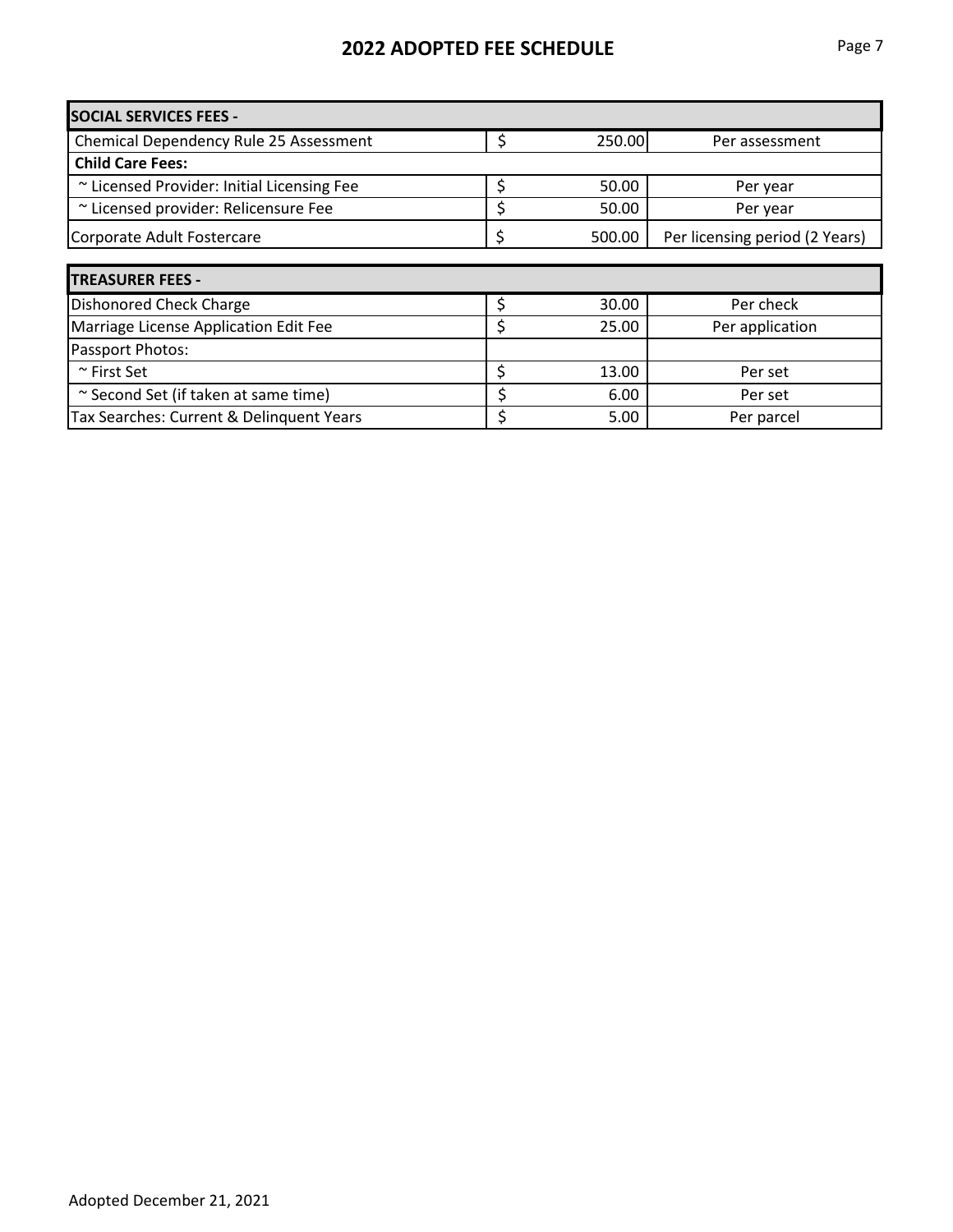# 2022 ADOPTED FEE SCHEDULE

| SOCIAL SERVICES FEES - | | | |
|---|---|---|---|
| Chemical Dependency Rule 25 Assessment | $ | 250.00 | Per assessment |
| **Child Care Fees:** | | | |
| ~ Licensed Provider: Initial Licensing Fee | $ | 50.00 | Per year |
| ~ Licensed provider: Relicensure Fee | $ | 50.00 | Per year |
| Corporate Adult Fostercare | $ | 500.00 | Per licensing period (2 Years) |

| TREASURER FEES - | | | |
|---|---|---|---|
| Dishonored Check Charge | $ | 30.00 | Per check |
| Marriage License Application Edit Fee | $ | 25.00 | Per application |
| Passport Photos: | | | |
| ~ First Set | $ | 13.00 | Per set |
| ~ Second Set (if taken at same time) | $ | 6.00 | Per set |
| Tax Searches: Current & Delinquent Years | $ | 5.00 | Per parcel |

Adopted December 21, 2021